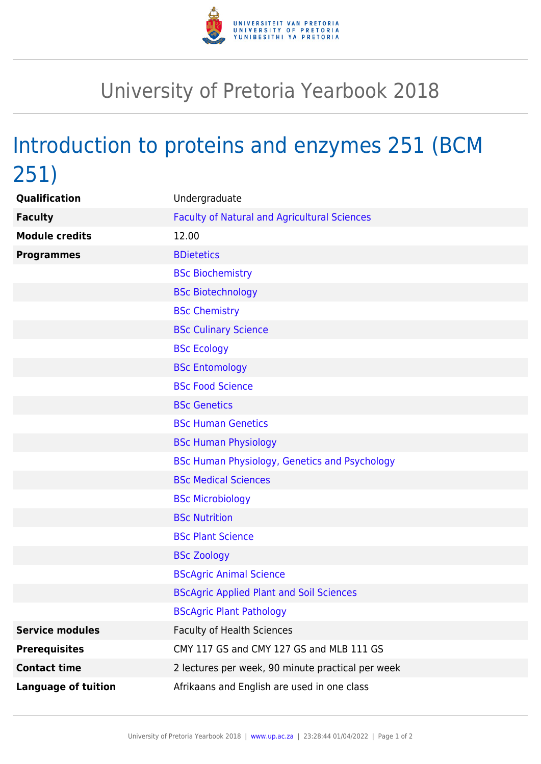# University of Pretoria Yearbook 2018

## Introduction to proteins and enzymes 251 (BCM 251)

| | |
|---|---|
| **Qualification** | Undergraduate |
| **Faculty** | Faculty of Natural and Agricultural Sciences |
| **Module credits** | 12.00 |
| **Programmes** | BDietetics |
| | BSc Biochemistry |
| | BSc Biotechnology |
| | BSc Chemistry |
| | BSc Culinary Science |
| | BSc Ecology |
| | BSc Entomology |
| | BSc Food Science |
| | BSc Genetics |
| | BSc Human Genetics |
| | BSc Human Physiology |
| | BSc Human Physiology, Genetics and Psychology |
| | BSc Medical Sciences |
| | BSc Microbiology |
| | BSc Nutrition |
| | BSc Plant Science |
| | BSc Zoology |
| | BScAgric Animal Science |
| | BScAgric Applied Plant and Soil Sciences |
| | BScAgric Plant Pathology |
| **Service modules** | Faculty of Health Sciences |
| **Prerequisites** | CMY 117 GS and CMY 127 GS and MLB 111 GS |
| **Contact time** | 2 lectures per week, 90 minute practical per week |
| **Language of tuition** | Afrikaans and English are used in one class |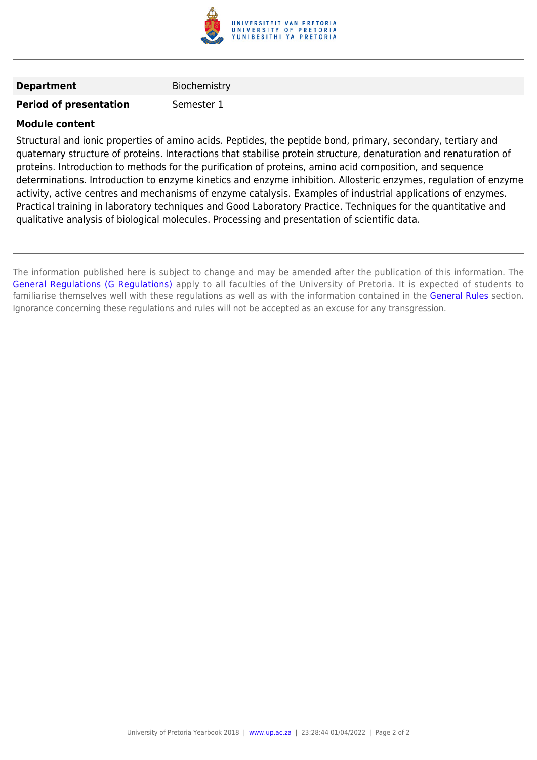| | |
|---|---|
| **Department** | Biochemistry |
| **Period of presentation** | Semester 1 |

**Module content**

Structural and ionic properties of amino acids. Peptides, the peptide bond, primary, secondary, tertiary and quaternary structure of proteins. Interactions that stabilise protein structure, denaturation and renaturation of proteins. Introduction to methods for the purification of proteins, amino acid composition, and sequence determinations. Introduction to enzyme kinetics and enzyme inhibition. Allosteric enzymes, regulation of enzyme activity, active centres and mechanisms of enzyme catalysis. Examples of industrial applications of enzymes. Practical training in laboratory techniques and Good Laboratory Practice. Techniques for the quantitative and qualitative analysis of biological molecules. Processing and presentation of scientific data.

The information published here is subject to change and may be amended after the publication of this information. The General Regulations (G Regulations) apply to all faculties of the University of Pretoria. It is expected of students to familiarise themselves well with these regulations as well as with the information contained in the General Rules section. Ignorance concerning these regulations and rules will not be accepted as an excuse for any transgression.